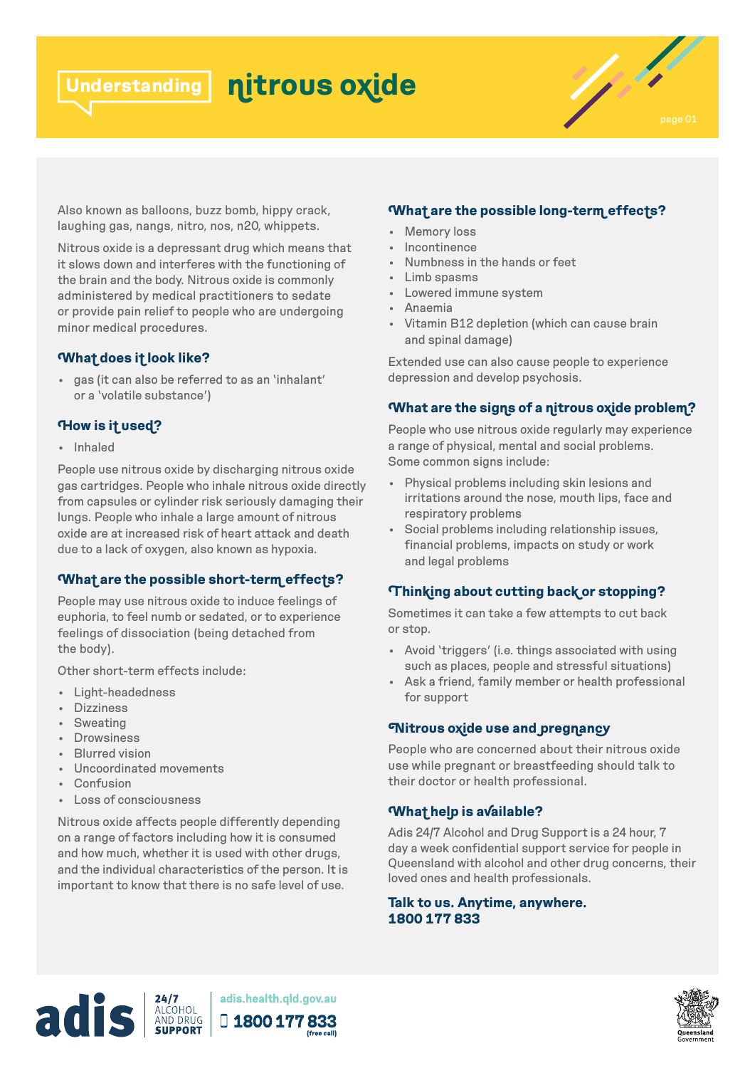# Understanding nitrous oxide

Also known as balloons, buzz bomb, hippy crack, laughing gas, nangs, nitro, nos, n20, whippets.

Nitrous oxide is a depressant drug which means that it slows down and interferes with the functioning of the brain and the body. Nitrous oxide is commonly administered by medical practitioners to sedate or provide pain relief to people who are undergoing minor medical procedures.

## What does it look like?

- gas (it can also be referred to as an 'inhalant' or a 'volatile substance')

## How is it used?

- Inhaled

People use nitrous oxide by discharging nitrous oxide gas cartridges. People who inhale nitrous oxide directly from capsules or cylinder risk seriously damaging their lungs. People who inhale a large amount of nitrous oxide are at increased risk of heart attack and death due to a lack of oxygen, also known as hypoxia.

## What are the possible short-term effects?

People may use nitrous oxide to induce feelings of euphoria, to feel numb or sedated, or to experience feelings of dissociation (being detached from the body).

Other short-term effects include:

- Light-headedness
- Dizziness
- Sweating
- Drowsiness
- Blurred vision
- Uncoordinated movements
- Confusion
- Loss of consciousness

Nitrous oxide affects people differently depending on a range of factors including how it is consumed and how much, whether it is used with other drugs, and the individual characteristics of the person. It is important to know that there is no safe level of use.

## What are the possible long-term effects?

- Memory loss
- Incontinence
- Numbness in the hands or feet
- Limb spasms
- Lowered immune system
- Anaemia
- Vitamin B12 depletion (which can cause brain and spinal damage)

Extended use can also cause people to experience depression and develop psychosis.

## What are the signs of a nitrous oxide problem?

People who use nitrous oxide regularly may experience a range of physical, mental and social problems. Some common signs include:

- Physical problems including skin lesions and irritations around the nose, mouth lips, face and respiratory problems
- Social problems including relationship issues, financial problems, impacts on study or work and legal problems

## Thinking about cutting back or stopping?

Sometimes it can take a few attempts to cut back or stop.

- Avoid 'triggers' (i.e. things associated with using such as places, people and stressful situations)
- Ask a friend, family member or health professional for support

## Nitrous oxide use and pregnancy

People who are concerned about their nitrous oxide use while pregnant or breastfeeding should talk to their doctor or health professional.

## What help is available?

Adis 24/7 Alcohol and Drug Support is a 24 hour, 7 day a week confidential support service for people in Queensland with alcohol and other drug concerns, their loved ones and health professionals.

**Talk to us. Anytime, anywhere.**
**1800 177 833**

adis 24/7 ALCOHOL AND DRUG SUPPORT
adis.health.qld.gov.au
1800 177 833 (free call)

Queensland Government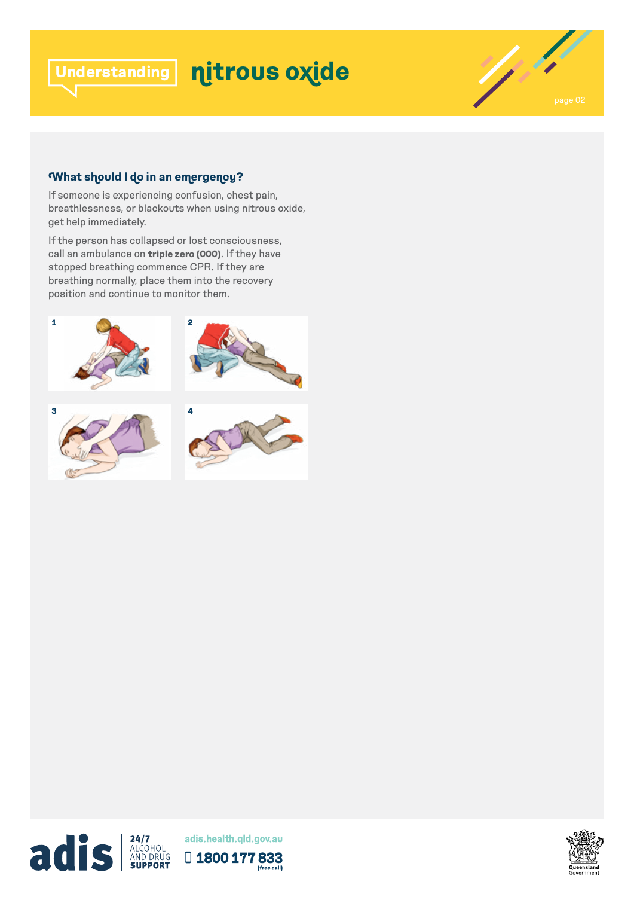## What should I do in an emergency?

If someone is experiencing confusion, chest pain, breathlessness, or blackouts when using nitrous oxide, get help immediately.

If the person has collapsed or lost consciousness, call an ambulance on **triple zero (000)**. If they have stopped breathing commence CPR. If they are breathing normally, place them into the recovery position and continue to monitor them.

1

2

3

4

adis 24/7 ALCOHOL AND DRUG SUPPORT

adis.health.qld.gov.au

1800 177 833 (free call)

Queensland Government